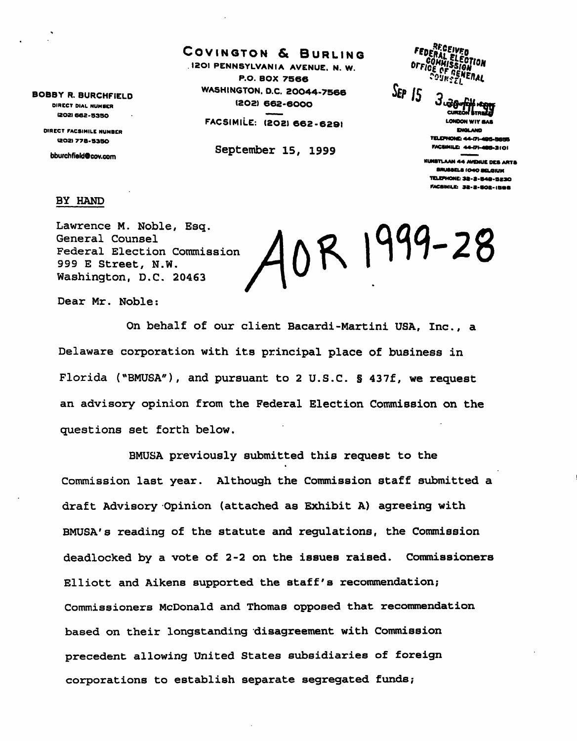# COVINGTON & BURLING

1201 PENNSYLVANIA AVENUE, N. W.
P.O. BOX 7566
WASHINGTON, D.C. 20044-7566
(202) 662-6000

FACSIMILE: (202) 662-6291

September 15, 1999

BOBBY R. BURCHFIELD
DIRECT DIAL NUMBER
(202) 662-5350

DIRECT FACSIMILE NUMBER
(202) 778-5350

bburchfield@cov.com

RECEIVED
FEDERAL ELECTION COMMISSION
OFFICE OF GENERAL COUNSEL

SEP 15 3 28 PM '99

CURZON STREET
LONDON W1Y 8AS
ENGLAND
TELEPHONE: 44-171-495-5655
FACSIMILE: 44-171-495-3101

KUNSTLAAN 44 AVENUE DES ARTS
BRUSSELS 1040 BELGIUM
TELEPHONE: 32-2-549-5230
FACSIMILE: 32-2-502-1598

AOR 1999-28

BY HAND

Lawrence M. Noble, Esq.
General Counsel
Federal Election Commission
999 E Street, N.W.
Washington, D.C. 20463

Dear Mr. Noble:

On behalf of our client Bacardi-Martini USA, Inc., a Delaware corporation with its principal place of business in Florida ("BMUSA"), and pursuant to 2 U.S.C. § 437f, we request an advisory opinion from the Federal Election Commission on the questions set forth below.

BMUSA previously submitted this request to the Commission last year. Although the Commission staff submitted a draft Advisory Opinion (attached as Exhibit A) agreeing with BMUSA's reading of the statute and regulations, the Commission deadlocked by a vote of 2-2 on the issues raised. Commissioners Elliott and Aikens supported the staff's recommendation; Commissioners McDonald and Thomas opposed that recommendation based on their longstanding disagreement with Commission precedent allowing United States subsidiaries of foreign corporations to establish separate segregated funds;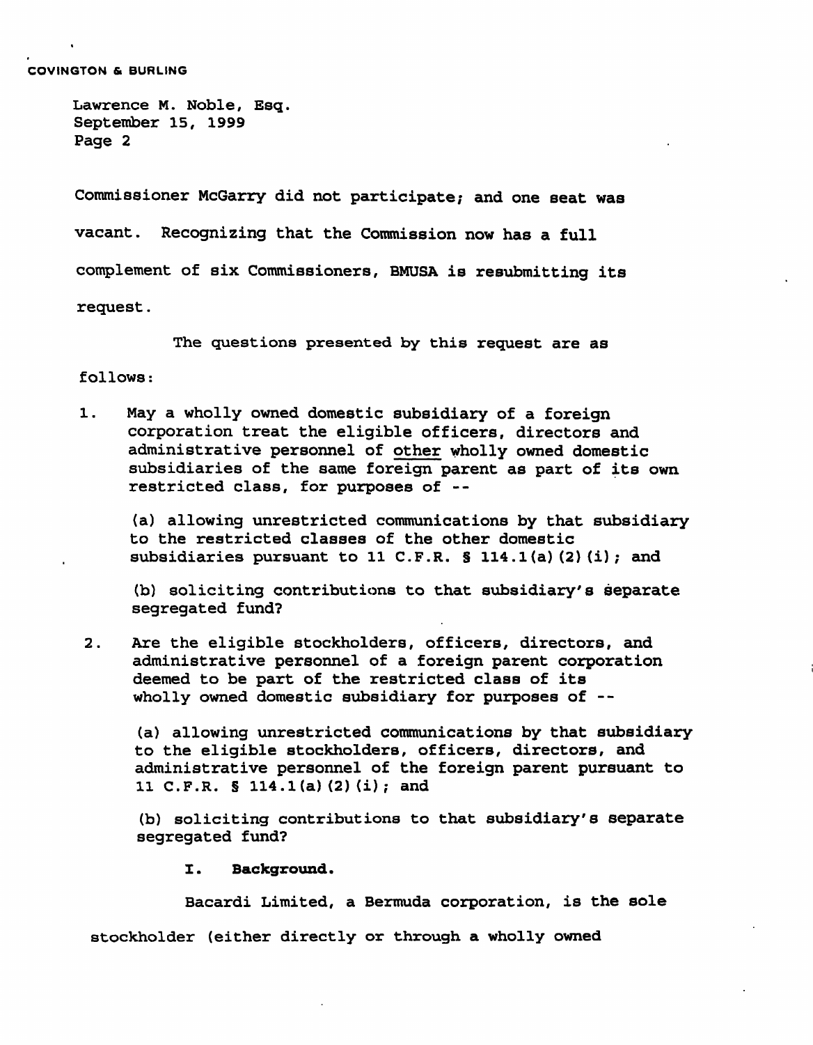Commissioner McGarry did not participate; and one seat was vacant. Recognizing that the Commission now has a full complement of six Commissioners, BMUSA is resubmitting its request.

The questions presented by this request are as follows:

1. May a wholly owned domestic subsidiary of a foreign corporation treat the eligible officers, directors and administrative personnel of other wholly owned domestic subsidiaries of the same foreign parent as part of its own restricted class, for purposes of --

   (a) allowing unrestricted communications by that subsidiary to the restricted classes of the other domestic subsidiaries pursuant to 11 C.F.R. § 114.1(a)(2)(i); and

   (b) soliciting contributions to that subsidiary's separate segregated fund?

2. Are the eligible stockholders, officers, directors, and administrative personnel of a foreign parent corporation deemed to be part of the restricted class of its wholly owned domestic subsidiary for purposes of --

   (a) allowing unrestricted communications by that subsidiary to the eligible stockholders, officers, directors, and administrative personnel of the foreign parent pursuant to 11 C.F.R. § 114.1(a)(2)(i); and

   (b) soliciting contributions to that subsidiary's separate segregated fund?

## I. Background.

Bacardi Limited, a Bermuda corporation, is the sole stockholder (either directly or through a wholly owned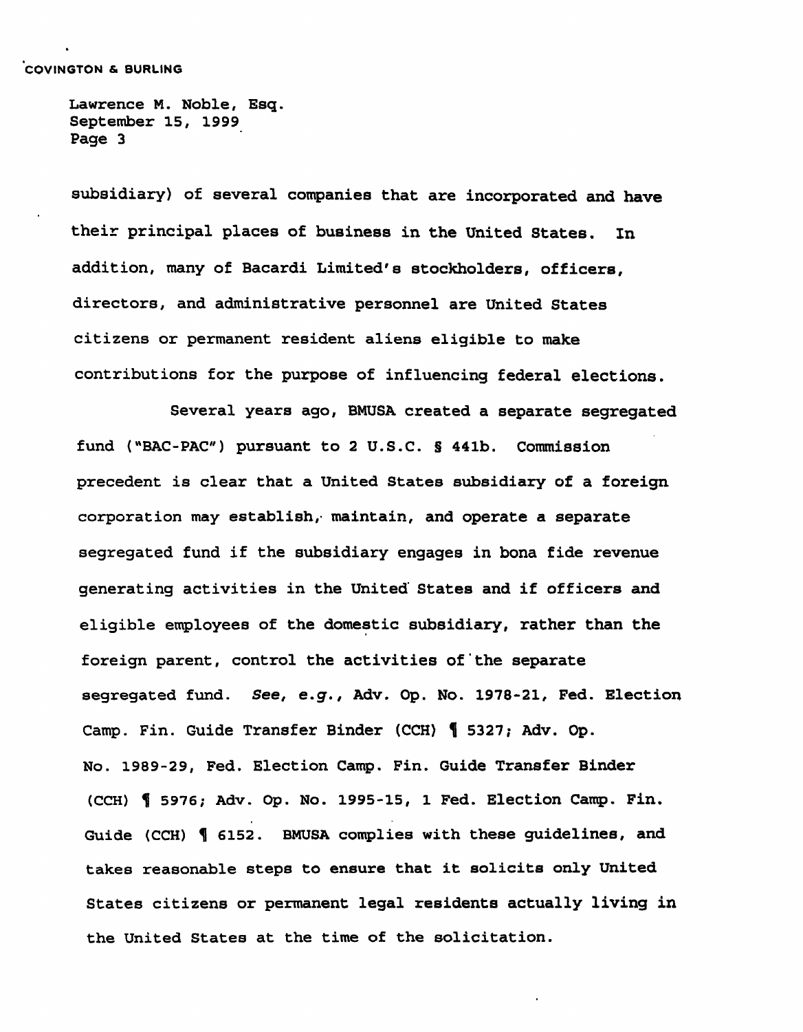subsidiary) of several companies that are incorporated and have their principal places of business in the United States. In addition, many of Bacardi Limited's stockholders, officers, directors, and administrative personnel are United States citizens or permanent resident aliens eligible to make contributions for the purpose of influencing federal elections.

Several years ago, BMUSA created a separate segregated fund ("BAC-PAC") pursuant to 2 U.S.C. § 441b. Commission precedent is clear that a United States subsidiary of a foreign corporation may establish, maintain, and operate a separate segregated fund if the subsidiary engages in bona fide revenue generating activities in the United States and if officers and eligible employees of the domestic subsidiary, rather than the foreign parent, control the activities of the separate segregated fund. *See, e.g.*, Adv. Op. No. 1978-21, Fed. Election Camp. Fin. Guide Transfer Binder (CCH) ¶ 5327; Adv. Op. No. 1989-29, Fed. Election Camp. Fin. Guide Transfer Binder (CCH) ¶ 5976; Adv. Op. No. 1995-15, 1 Fed. Election Camp. Fin. Guide (CCH) ¶ 6152. BMUSA complies with these guidelines, and takes reasonable steps to ensure that it solicits only United States citizens or permanent legal residents actually living in the United States at the time of the solicitation.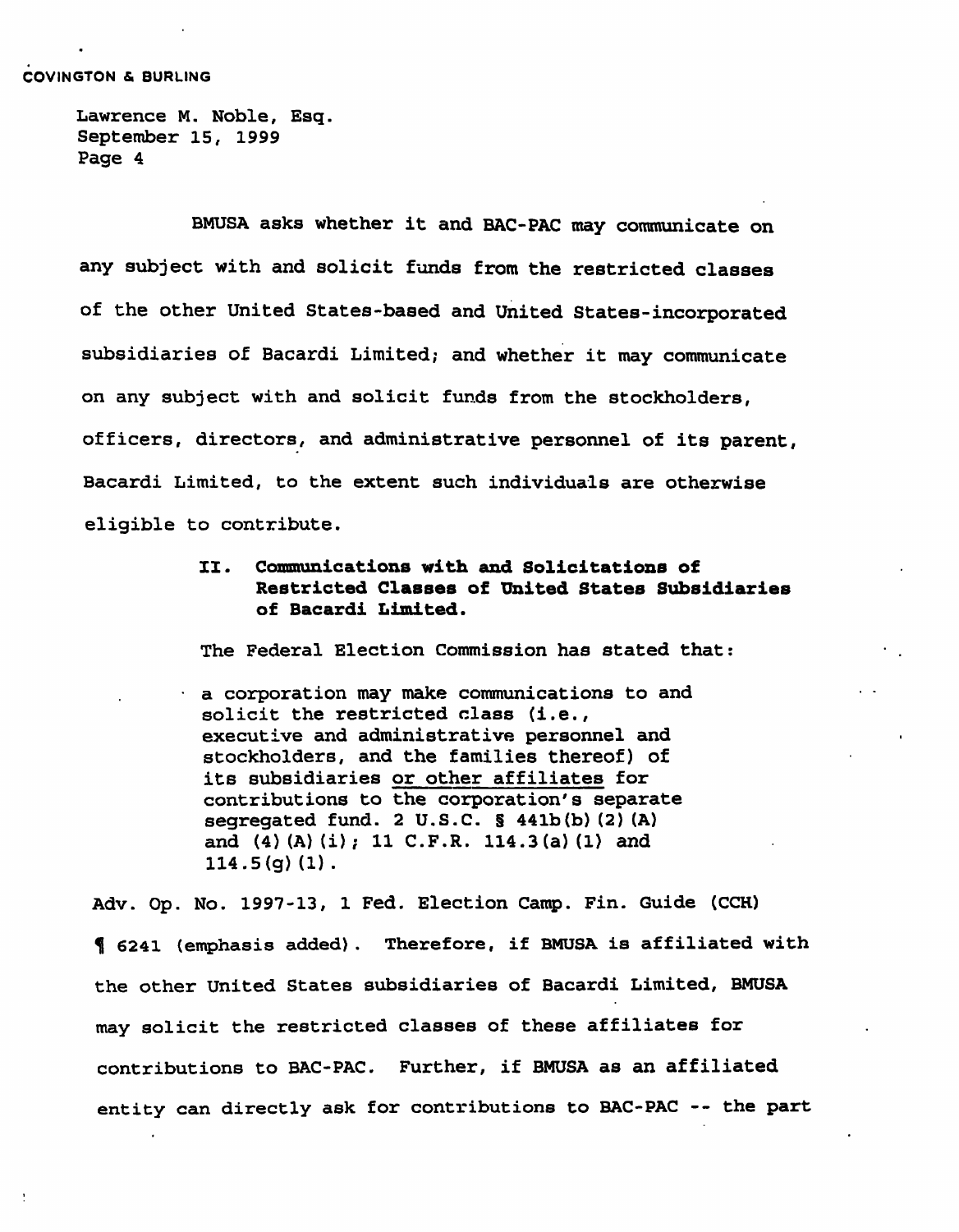BMUSA asks whether it and BAC-PAC may communicate on any subject with and solicit funds from the restricted classes of the other United States-based and United States-incorporated subsidiaries of Bacardi Limited; and whether it may communicate on any subject with and solicit funds from the stockholders, officers, directors, and administrative personnel of its parent, Bacardi Limited, to the extent such individuals are otherwise eligible to contribute.

## II. Communications with and Solicitations of Restricted Classes of United States Subsidiaries of Bacardi Limited.

The Federal Election Commission has stated that:

> a corporation may make communications to and solicit the restricted class (i.e., executive and administrative personnel and stockholders, and the families thereof) of its subsidiaries <u>or other affiliates</u> for contributions to the corporation's separate segregated fund. 2 U.S.C. § 441b(b)(2)(A) and (4)(A)(i); 11 C.F.R. 114.3(a)(1) and 114.5(g)(1).

Adv. Op. No. 1997-13, 1 Fed. Election Camp. Fin. Guide (CCH) ¶ 6241 (emphasis added). Therefore, if BMUSA is affiliated with the other United States subsidiaries of Bacardi Limited, BMUSA may solicit the restricted classes of these affiliates for contributions to BAC-PAC. Further, if BMUSA as an affiliated entity can directly ask for contributions to BAC-PAC -- the part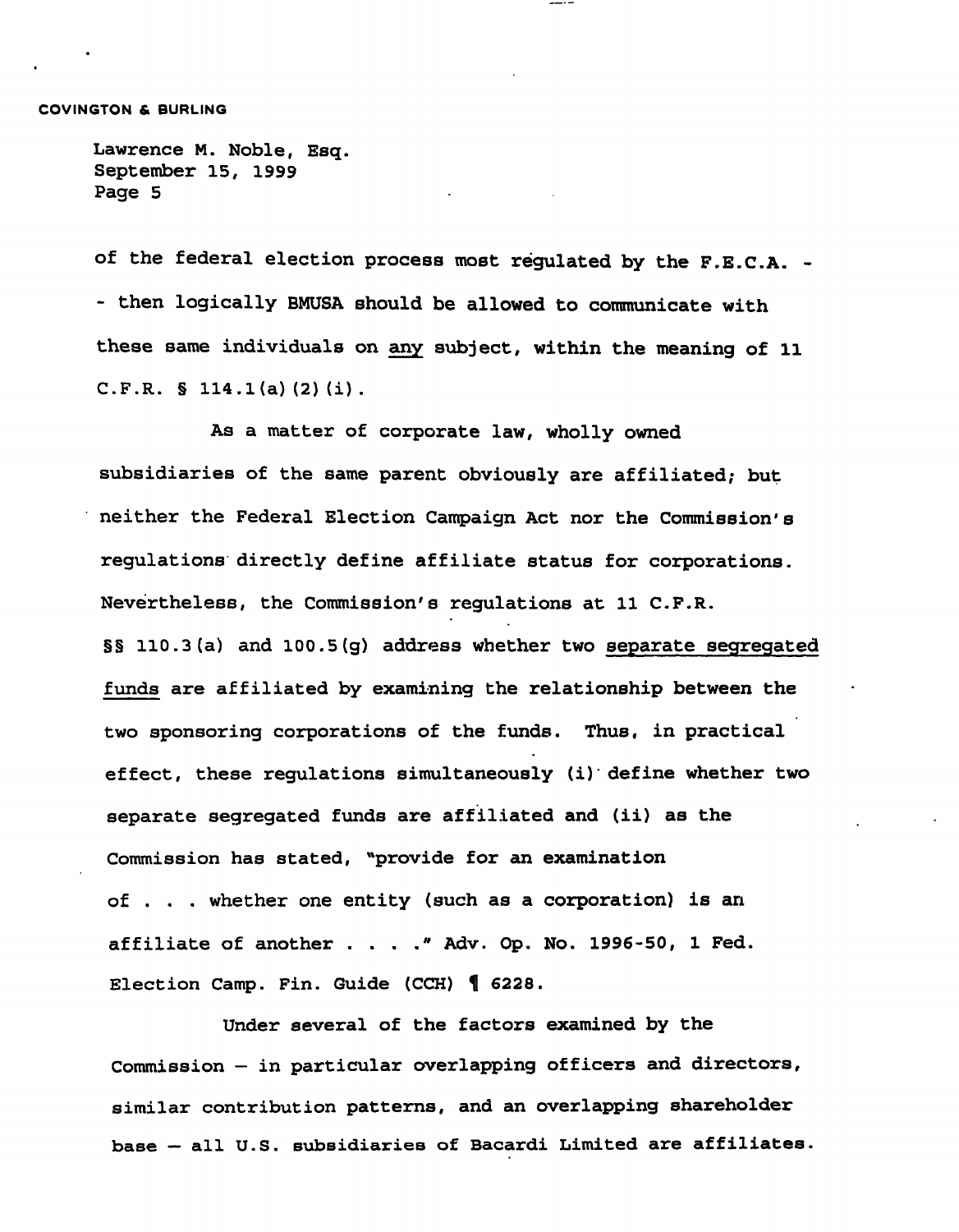of the federal election process most regulated by the F.E.C.A. -- then logically BMUSA should be allowed to communicate with these same individuals on <u>any</u> subject, within the meaning of 11 C.F.R. § 114.1(a)(2)(i).

As a matter of corporate law, wholly owned subsidiaries of the same parent obviously are affiliated; but neither the Federal Election Campaign Act nor the Commission's regulations directly define affiliate status for corporations. Nevertheless, the Commission's regulations at 11 C.F.R. §§ 110.3(a) and 100.5(g) address whether two <u>separate segregated funds</u> are affiliated by examining the relationship between the two sponsoring corporations of the funds. Thus, in practical effect, these regulations simultaneously (i) define whether two separate segregated funds are affiliated and (ii) as the Commission has stated, "provide for an examination of . . . whether one entity (such as a corporation) is an affiliate of another . . . ." Adv. Op. No. 1996-50, 1 Fed. Election Camp. Fin. Guide (CCH) ¶ 6228.

Under several of the factors examined by the Commission – in particular overlapping officers and directors, similar contribution patterns, and an overlapping shareholder base – all U.S. subsidiaries of Bacardi Limited are affiliates.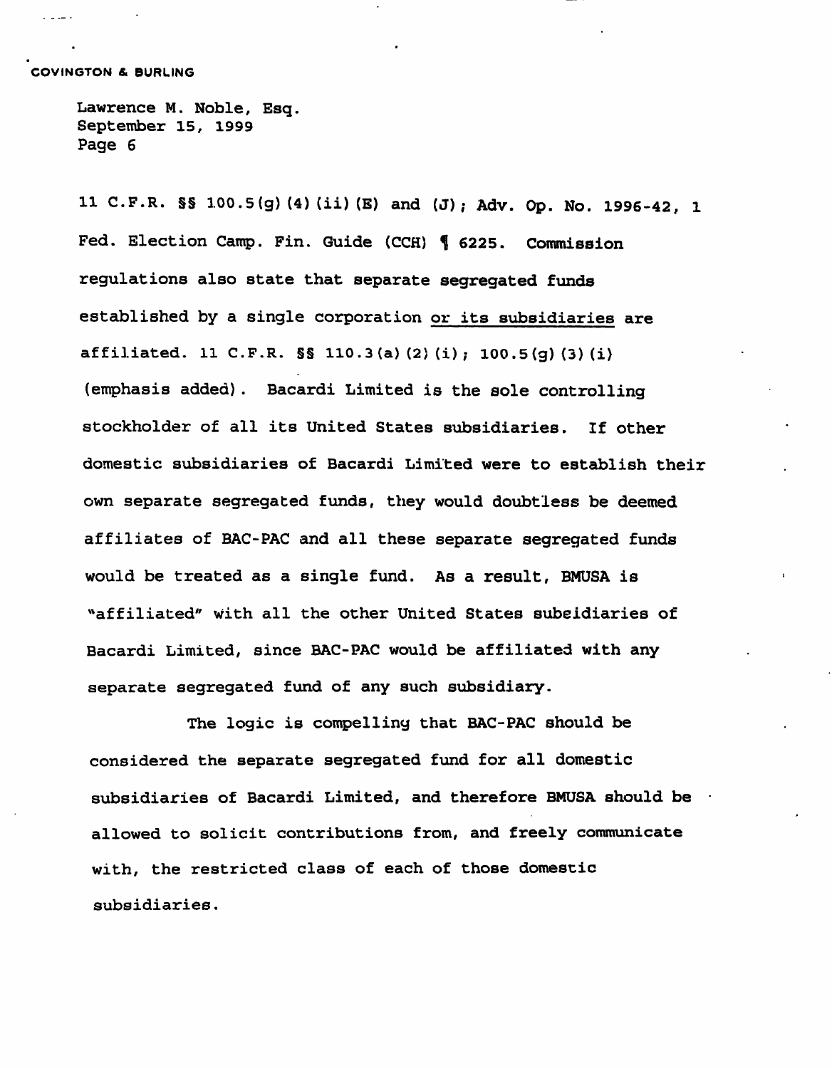11 C.F.R. §§ 100.5(g)(4)(ii)(E) and (J); Adv. Op. No. 1996-42, 1 Fed. Election Camp. Fin. Guide (CCH) ¶ 6225. Commission regulations also state that separate segregated funds established by a single corporation <u>or its subsidiaries</u> are affiliated. 11 C.F.R. §§ 110.3(a)(2)(i); 100.5(g)(3)(i) (emphasis added). Bacardi Limited is the sole controlling stockholder of all its United States subsidiaries. If other domestic subsidiaries of Bacardi Limited were to establish their own separate segregated funds, they would doubtless be deemed affiliates of BAC-PAC and all these separate segregated funds would be treated as a single fund. As a result, BMUSA is "affiliated" with all the other United States subsidiaries of Bacardi Limited, since BAC-PAC would be affiliated with any separate segregated fund of any such subsidiary.

The logic is compelling that BAC-PAC should be considered the separate segregated fund for all domestic subsidiaries of Bacardi Limited, and therefore BMUSA should be allowed to solicit contributions from, and freely communicate with, the restricted class of each of those domestic subsidiaries.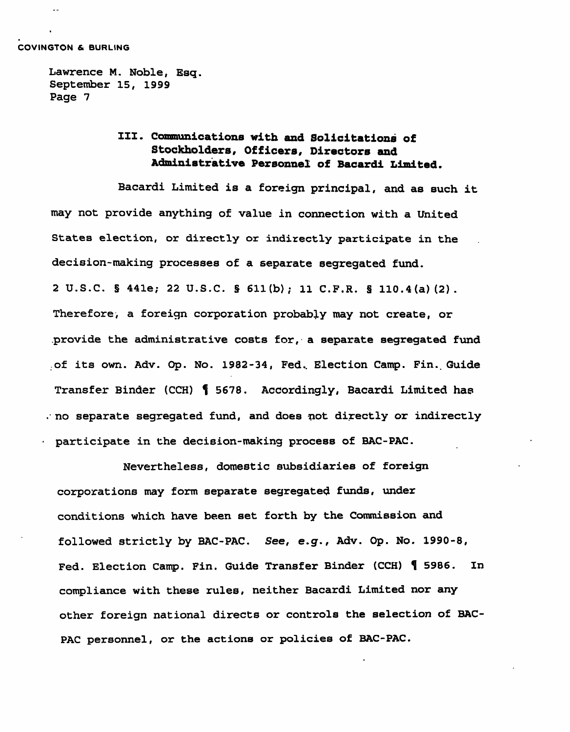### III. Communications with and Solicitations of Stockholders, Officers, Directors and Administrative Personnel of Bacardi Limited.

Bacardi Limited is a foreign principal, and as such it may not provide anything of value in connection with a United States election, or directly or indirectly participate in the decision-making processes of a separate segregated fund. 2 U.S.C. § 441e; 22 U.S.C. § 611(b); 11 C.F.R. § 110.4(a)(2). Therefore, a foreign corporation probably may not create, or provide the administrative costs for, a separate segregated fund of its own. Adv. Op. No. 1982-34, Fed. Election Camp. Fin. Guide Transfer Binder (CCH) ¶ 5678. Accordingly, Bacardi Limited has no separate segregated fund, and does not directly or indirectly participate in the decision-making process of BAC-PAC.

Nevertheless, domestic subsidiaries of foreign corporations may form separate segregated funds, under conditions which have been set forth by the Commission and followed strictly by BAC-PAC. *See, e.g.*, Adv. Op. No. 1990-8, Fed. Election Camp. Fin. Guide Transfer Binder (CCH) ¶ 5986. In compliance with these rules, neither Bacardi Limited nor any other foreign national directs or controls the selection of BAC-PAC personnel, or the actions or policies of BAC-PAC.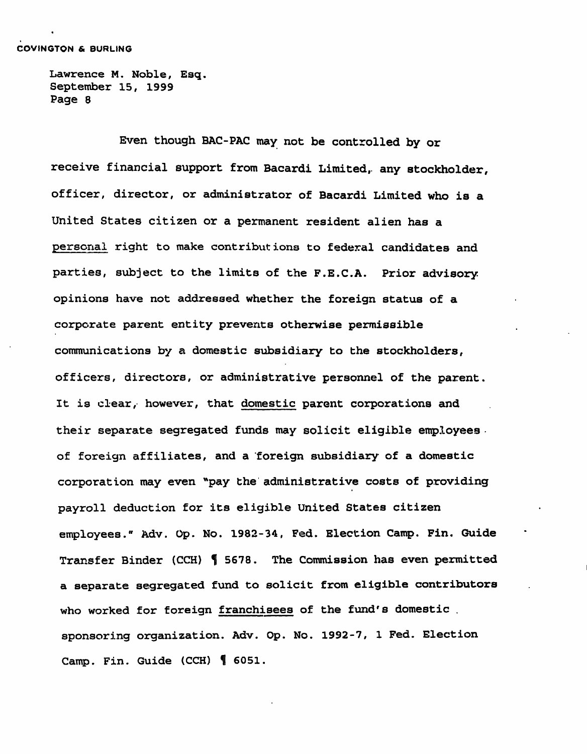Even though BAC-PAC may not be controlled by or receive financial support from Bacardi Limited, any stockholder, officer, director, or administrator of Bacardi Limited who is a United States citizen or a permanent resident alien has a personal right to make contributions to federal candidates and parties, subject to the limits of the F.E.C.A. Prior advisory opinions have not addressed whether the foreign status of a corporate parent entity prevents otherwise permissible communications by a domestic subsidiary to the stockholders, officers, directors, or administrative personnel of the parent. It is clear, however, that domestic parent corporations and their separate segregated funds may solicit eligible employees of foreign affiliates, and a foreign subsidiary of a domestic corporation may even "pay the administrative costs of providing payroll deduction for its eligible United States citizen employees." Adv. Op. No. 1982-34, Fed. Election Camp. Fin. Guide Transfer Binder (CCH) ¶ 5678. The Commission has even permitted a separate segregated fund to solicit from eligible contributors who worked for foreign franchisees of the fund's domestic sponsoring organization. Adv. Op. No. 1992-7, 1 Fed. Election Camp. Fin. Guide (CCH) ¶ 6051.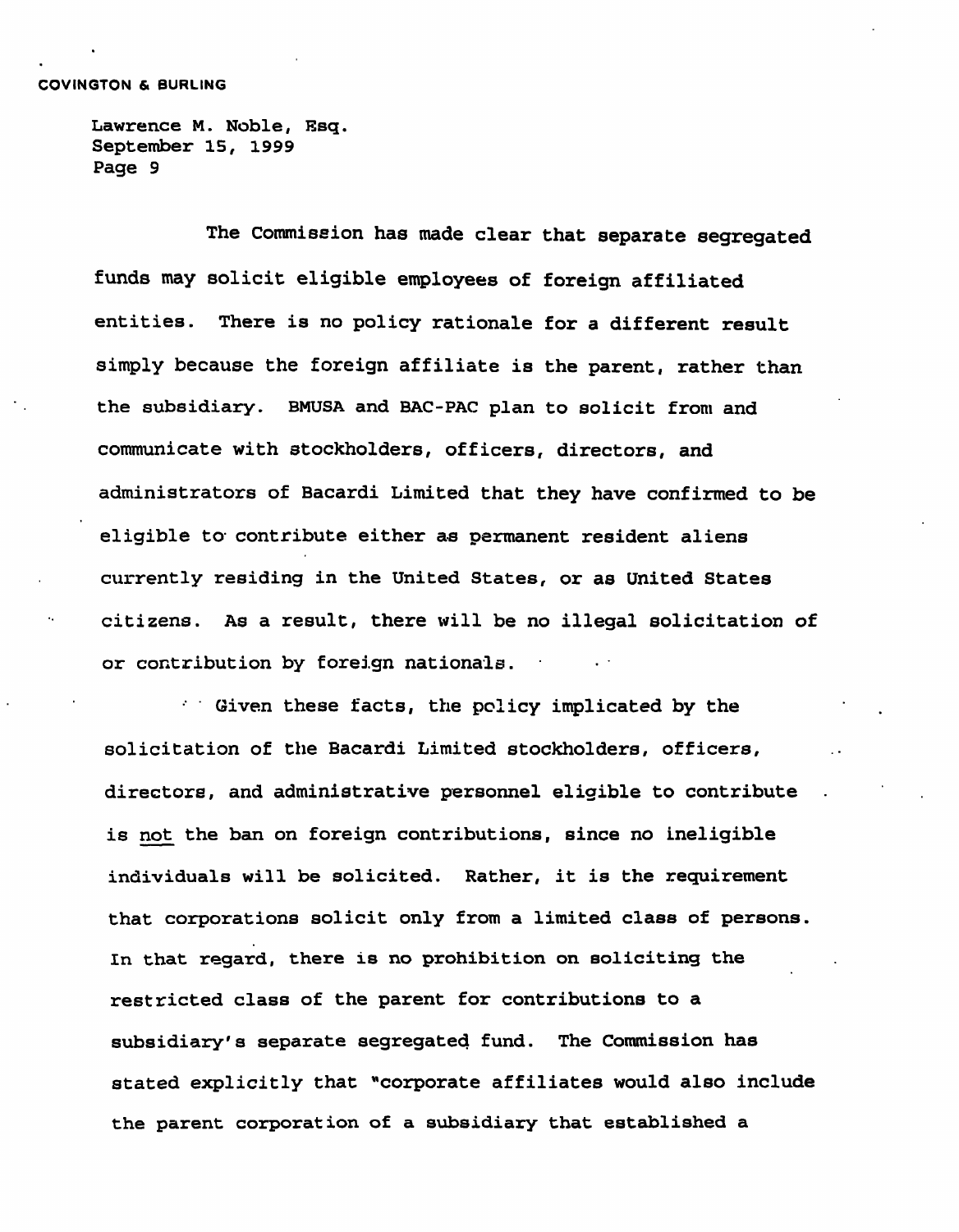The Commission has made clear that separate segregated funds may solicit eligible employees of foreign affiliated entities. There is no policy rationale for a different result simply because the foreign affiliate is the parent, rather than the subsidiary. BMUSA and BAC-PAC plan to solicit from and communicate with stockholders, officers, directors, and administrators of Bacardi Limited that they have confirmed to be eligible to contribute either as permanent resident aliens currently residing in the United States, or as United States citizens. As a result, there will be no illegal solicitation of or contribution by foreign nationals.

Given these facts, the policy implicated by the solicitation of the Bacardi Limited stockholders, officers, directors, and administrative personnel eligible to contribute is <u>not</u> the ban on foreign contributions, since no ineligible individuals will be solicited. Rather, it is the requirement that corporations solicit only from a limited class of persons. In that regard, there is no prohibition on soliciting the restricted class of the parent for contributions to a subsidiary's separate segregated fund. The Commission has stated explicitly that "corporate affiliates would also include the parent corporation of a subsidiary that established a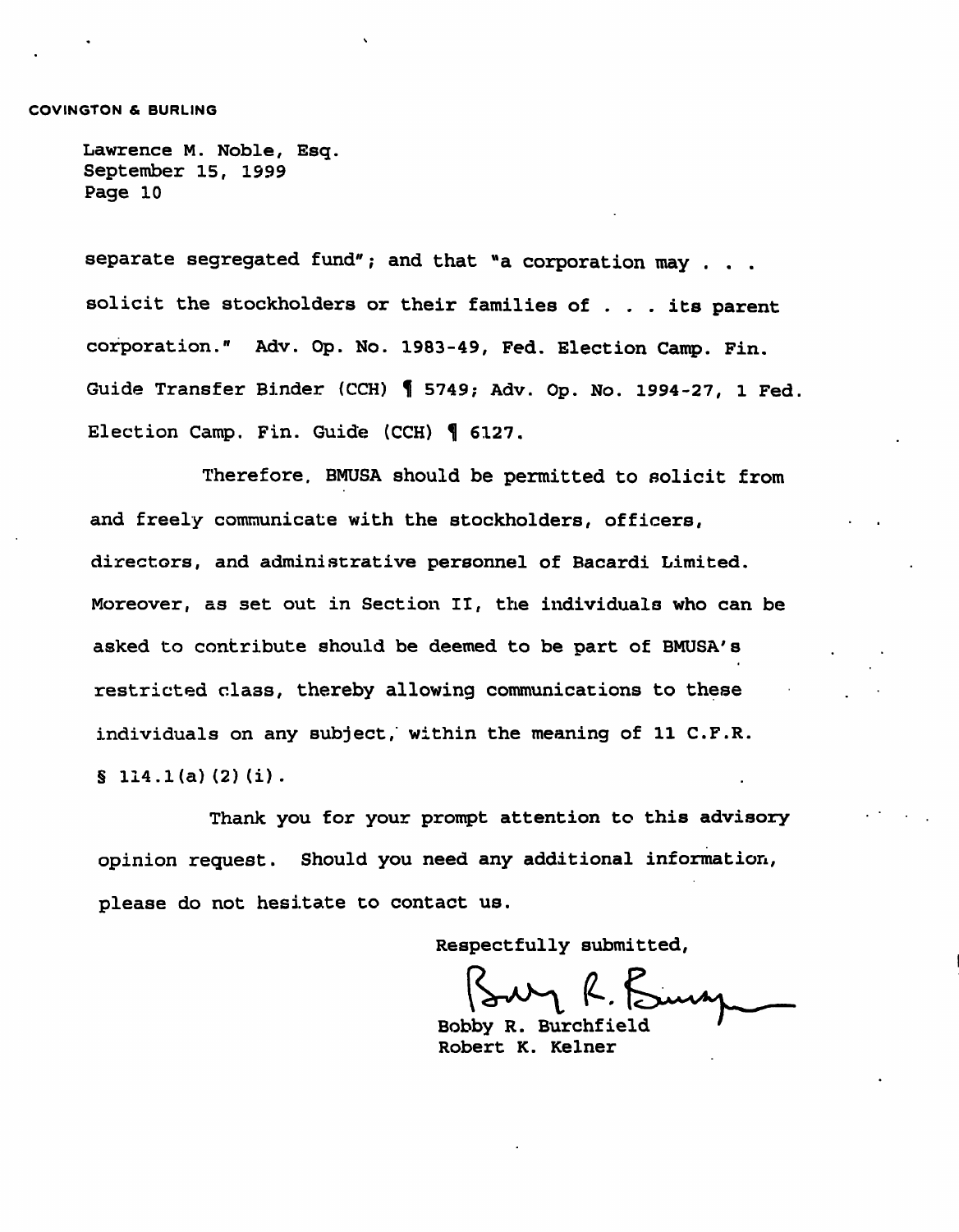separate segregated fund"; and that "a corporation may . . . solicit the stockholders or their families of . . . its parent corporation." Adv. Op. No. 1983-49, Fed. Election Camp. Fin. Guide Transfer Binder (CCH) ¶ 5749; Adv. Op. No. 1994-27, 1 Fed. Election Camp. Fin. Guide (CCH) ¶ 6127.

Therefore, BMUSA should be permitted to solicit from and freely communicate with the stockholders, officers, directors, and administrative personnel of Bacardi Limited. Moreover, as set out in Section II, the individuals who can be asked to contribute should be deemed to be part of BMUSA's restricted class, thereby allowing communications to these individuals on any subject, within the meaning of 11 C.F.R. § 114.1(a)(2)(i).

Thank you for your prompt attention to this advisory opinion request. Should you need any additional information, please do not hesitate to contact us.

Respectfully submitted,

Bobby R. Burchfield
Robert K. Kelner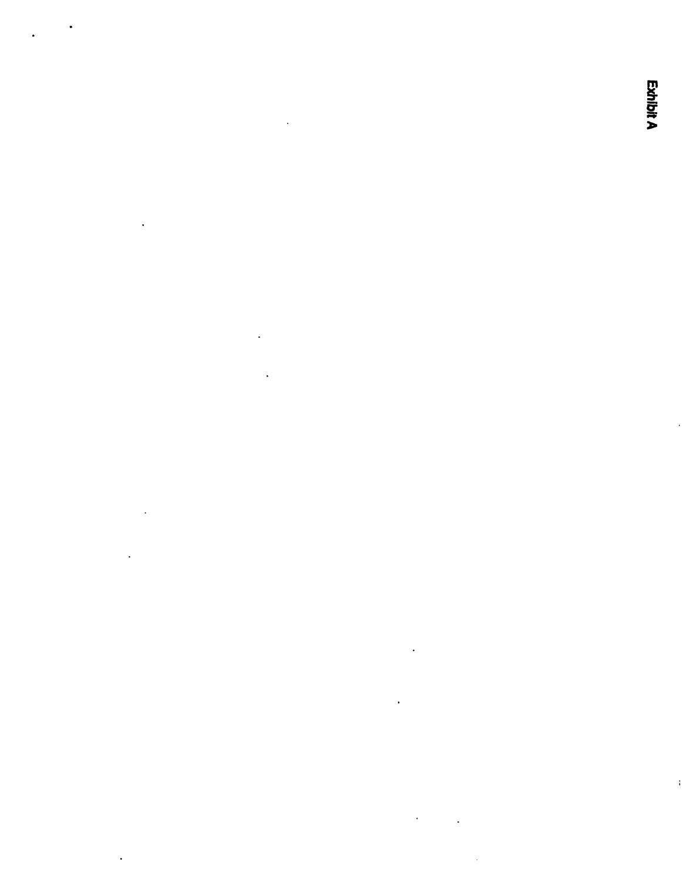Exhibit A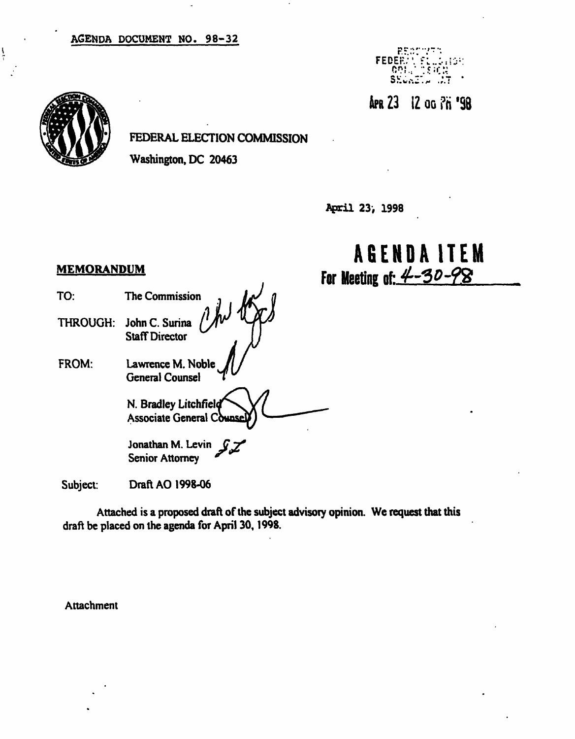AGENDA DOCUMENT NO. 98-32

RECEIVED
FEDERAL ELECTION
COMMISSION
SECRETARIAT

APR 23 12 00 PM '98

FEDERAL ELECTION COMMISSION

Washington, DC 20463

April 23, 1998

# AGENDA ITEM

**For Meeting of: 4-30-98**

**MEMORANDUM**

TO: The Commission

THROUGH: John C. Surina
Staff Director

FROM: Lawrence M. Noble
General Counsel

N. Bradley Litchfield
Associate General Counsel

Jonathan M. Levin
Senior Attorney

Subject: Draft AO 1998-06

Attached is a proposed draft of the subject advisory opinion. We request that this draft be placed on the agenda for April 30, 1998.

Attachment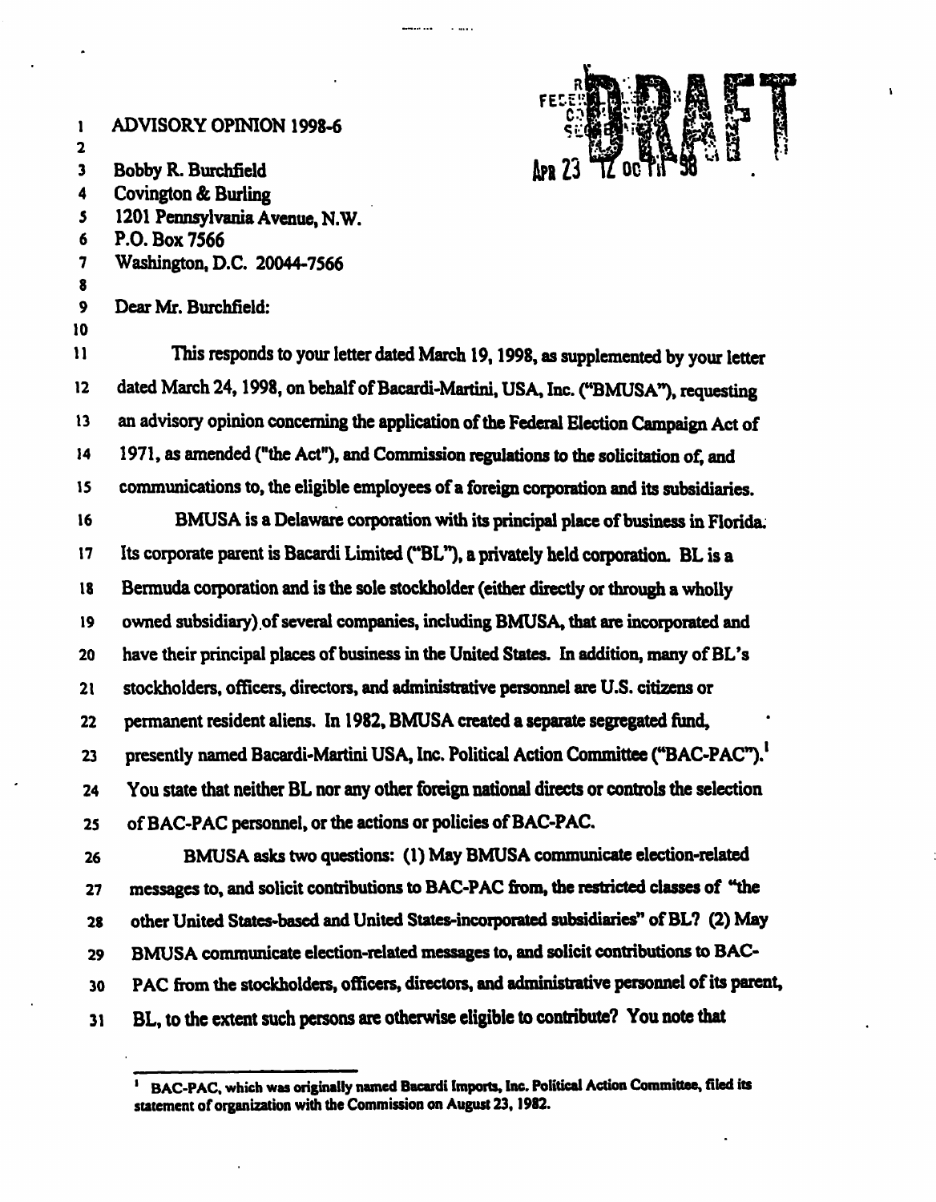ADVISORY OPINION 1998-6

Bobby R. Burchfield
Covington & Burling
1201 Pennsylvania Avenue, N.W.
P.O. Box 7566
Washington, D.C. 20044-7566

Dear Mr. Burchfield:

This responds to your letter dated March 19, 1998, as supplemented by your letter dated March 24, 1998, on behalf of Bacardi-Martini, USA, Inc. ("BMUSA"), requesting an advisory opinion concerning the application of the Federal Election Campaign Act of 1971, as amended ("the Act"), and Commission regulations to the solicitation of, and communications to, the eligible employees of a foreign corporation and its subsidiaries.

BMUSA is a Delaware corporation with its principal place of business in Florida. Its corporate parent is Bacardi Limited ("BL"), a privately held corporation. BL is a Bermuda corporation and is the sole stockholder (either directly or through a wholly owned subsidiary) of several companies, including BMUSA, that are incorporated and have their principal places of business in the United States. In addition, many of BL's stockholders, officers, directors, and administrative personnel are U.S. citizens or permanent resident aliens. In 1982, BMUSA created a separate segregated fund, presently named Bacardi-Martini USA, Inc. Political Action Committee ("BAC-PAC").[1] You state that neither BL nor any other foreign national directs or controls the selection of BAC-PAC personnel, or the actions or policies of BAC-PAC.

BMUSA asks two questions: (1) May BMUSA communicate election-related messages to, and solicit contributions to BAC-PAC from, the restricted classes of "the other United States-based and United States-incorporated subsidiaries" of BL? (2) May BMUSA communicate election-related messages to, and solicit contributions to BAC-PAC from the stockholders, officers, directors, and administrative personnel of its parent, BL, to the extent such persons are otherwise eligible to contribute? You note that

[1] BAC-PAC, which was originally named Bacardi Imports, Inc. Political Action Committee, filed its statement of organization with the Commission on August 23, 1982.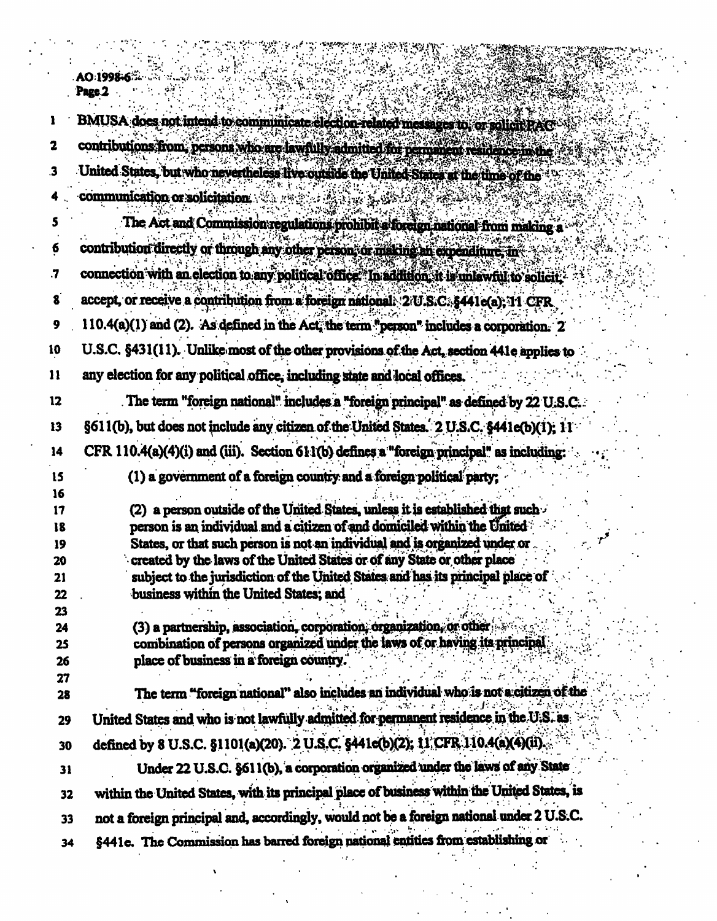BMUSA does not intend to communicate election-related messages to, or solicit PAC contributions from, persons who are lawfully admitted for permanent residence in the United States, but who nevertheless live outside the United States at the time of the communication or solicitation.

The Act and Commission regulations prohibit a foreign national from making a contribution directly or through any other person, or making an expenditure, in connection with an election to any political office. In addition, it is unlawful to solicit, accept, or receive a contribution from a foreign national. 2 U.S.C. §441e(a); 11 CFR 110.4(a)(1) and (2). As defined in the Act, the term "person" includes a corporation. 2 U.S.C. §431(11). Unlike most of the other provisions of the Act, section 441e applies to any election for any political office, including state and local offices.

The term "foreign national" includes a "foreign principal" as defined by 22 U.S.C. §611(b), but does not include any citizen of the United States. 2 U.S.C. §441e(b)(1); 11 CFR 110.4(a)(4)(i) and (iii). Section 611(b) defines a "foreign principal" as including:

> (1) a government of a foreign country and a foreign political party;
>
> (2) a person outside of the United States, unless it is established that such person is an individual and a citizen of and domiciled within the United States, or that such person is not an individual and is organized under or created by the laws of the United States or of any State or other place subject to the jurisdiction of the United States and has its principal place of business within the United States; and
>
> (3) a partnership, association, corporation, organization, or other combination of persons organized under the laws of or having its principal place of business in a foreign country.

The term "foreign national" also includes an individual who is not a citizen of the United States and who is not lawfully admitted for permanent residence in the U.S. as defined by 8 U.S.C. §1101(a)(20). 2 U.S.C. §441e(b)(2); 11 CFR 110.4(a)(4)(ii).

Under 22 U.S.C. §611(b), a corporation organized under the laws of any State within the United States, with its principal place of business within the United States, is not a foreign principal and, accordingly, would not be a foreign national under 2 U.S.C. §441e. The Commission has barred foreign national entities from establishing or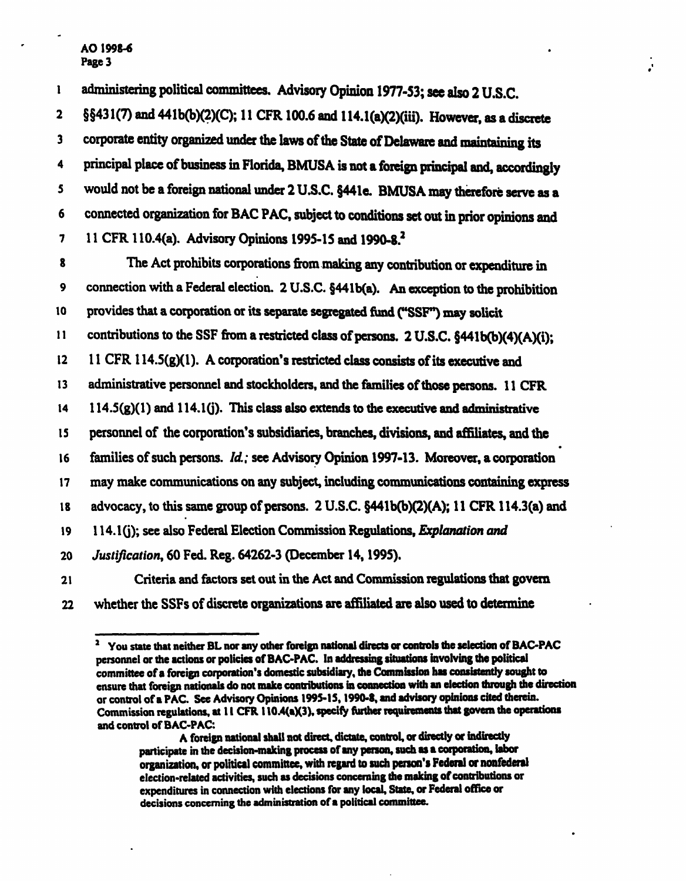administering political committees. Advisory Opinion 1977-53; see also 2 U.S.C. §§431(7) and 441b(b)(2)(C); 11 CFR 100.6 and 114.1(a)(2)(iii). However, as a discrete corporate entity organized under the laws of the State of Delaware and maintaining its principal place of business in Florida, BMUSA is not a foreign principal and, accordingly would not be a foreign national under 2 U.S.C. §441e. BMUSA may therefore serve as a connected organization for BAC PAC, subject to conditions set out in prior opinions and 11 CFR 110.4(a). Advisory Opinions 1995-15 and 1990-8.[2]

The Act prohibits corporations from making any contribution or expenditure in connection with a Federal election. 2 U.S.C. §441b(a). An exception to the prohibition provides that a corporation or its separate segregated fund ("SSF") may solicit contributions to the SSF from a restricted class of persons. 2 U.S.C. §441b(b)(4)(A)(i); 11 CFR 114.5(g)(1). A corporation's restricted class consists of its executive and administrative personnel and stockholders, and the families of those persons. 11 CFR 114.5(g)(1) and 114.1(j). This class also extends to the executive and administrative personnel of the corporation's subsidiaries, branches, divisions, and affiliates, and the families of such persons. *Id.*; see Advisory Opinion 1997-13. Moreover, a corporation may make communications on any subject, including communications containing express advocacy, to this same group of persons. 2 U.S.C. §441b(b)(2)(A); 11 CFR 114.3(a) and 114.1(j); see also Federal Election Commission Regulations, *Explanation and Justification*, 60 Fed. Reg. 64262-3 (December 14, 1995).

Criteria and factors set out in the Act and Commission regulations that govern whether the SSFs of discrete organizations are affiliated are also used to determine

---

[2] You state that neither BL nor any other foreign national directs or controls the selection of BAC-PAC personnel or the actions or policies of BAC-PAC. In addressing situations involving the political committee of a foreign corporation's domestic subsidiary, the Commission has consistently sought to ensure that foreign nationals do not make contributions in connection with an election through the direction or control of a PAC. See Advisory Opinions 1995-15, 1990-8, and advisory opinions cited therein. Commission regulations, at 11 CFR 110.4(a)(3), specify further requirements that govern the operations and control of BAC-PAC:

> A foreign national shall not direct, dictate, control, or directly or indirectly participate in the decision-making process of any person, such as a corporation, labor organization, or political committee, with regard to such person's Federal or nonfederal election-related activities, such as decisions concerning the making of contributions or expenditures in connection with elections for any local, State, or Federal office or decisions concerning the administration of a political committee.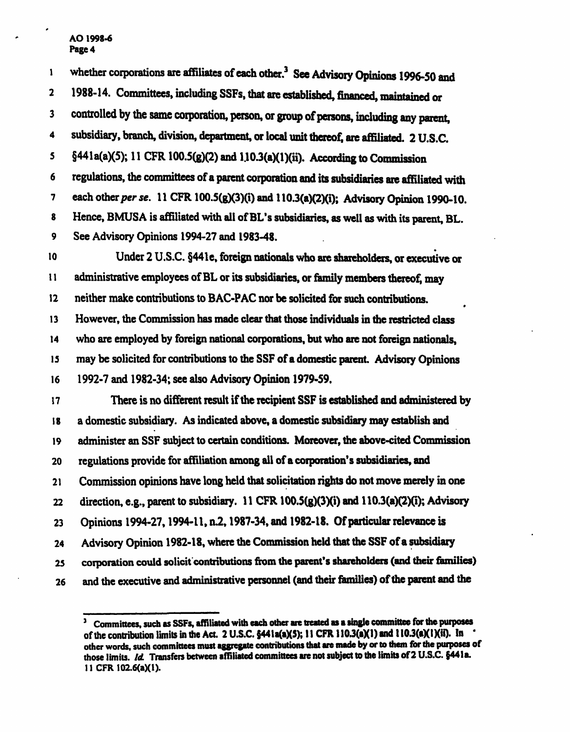whether corporations are affiliates of each other.[3] See Advisory Opinions 1996-50 and 1988-14. Committees, including SSFs, that are established, financed, maintained or controlled by the same corporation, person, or group of persons, including any parent, subsidiary, branch, division, department, or local unit thereof, are affiliated. 2 U.S.C. §441a(a)(5); 11 CFR 100.5(g)(2) and 110.3(a)(1)(ii). According to Commission regulations, the committees of a parent corporation and its subsidiaries are affiliated with each other *per se*. 11 CFR 100.5(g)(3)(i) and 110.3(a)(2)(i); Advisory Opinion 1990-10. Hence, BMUSA is affiliated with all of BL's subsidiaries, as well as with its parent, BL. See Advisory Opinions 1994-27 and 1983-48.

Under 2 U.S.C. §441e, foreign nationals who are shareholders, or executive or administrative employees of BL or its subsidiaries, or family members thereof, may neither make contributions to BAC-PAC nor be solicited for such contributions. However, the Commission has made clear that those individuals in the restricted class who are employed by foreign national corporations, but who are not foreign nationals, may be solicited for contributions to the SSF of a domestic parent. Advisory Opinions 1992-7 and 1982-34; see also Advisory Opinion 1979-59.

There is no different result if the recipient SSF is established and administered by a domestic subsidiary. As indicated above, a domestic subsidiary may establish and administer an SSF subject to certain conditions. Moreover, the above-cited Commission regulations provide for affiliation among all of a corporation's subsidiaries, and Commission opinions have long held that solicitation rights do not move merely in one direction, e.g., parent to subsidiary. 11 CFR 100.5(g)(3)(i) and 110.3(a)(2)(i); Advisory Opinions 1994-27, 1994-11, n.2, 1987-34, and 1982-18. Of particular relevance is Advisory Opinion 1982-18, where the Commission held that the SSF of a subsidiary corporation could solicit contributions from the parent's shareholders (and their families) and the executive and administrative personnel (and their families) of the parent and the

---

[3] Committees, such as SSFs, affiliated with each other are treated as a single committee for the purposes of the contribution limits in the Act. 2 U.S.C. §441a(a)(5); 11 CFR 110.3(a)(1) and 110.3(a)(1)(ii). In other words, such committees must aggregate contributions that are made by or to them for the purposes of those limits. *Id.* Transfers between affiliated committees are not subject to the limits of 2 U.S.C. §441a. 11 CFR 102.6(a)(1).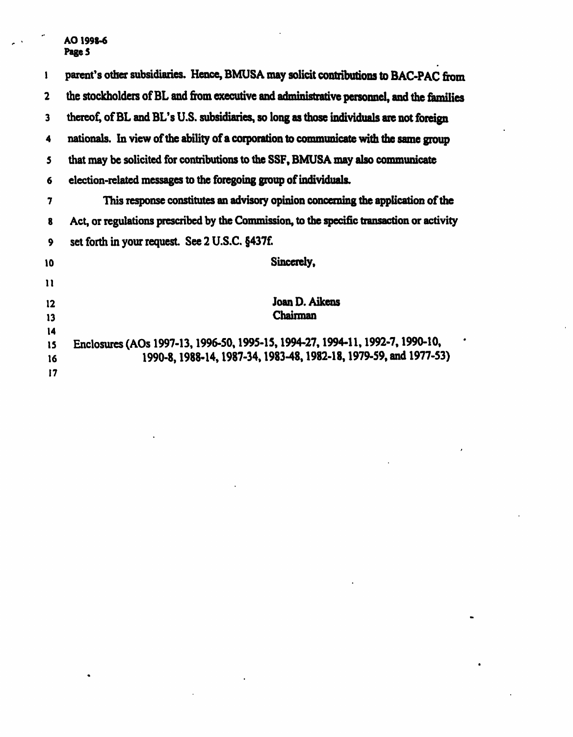parent's other subsidiaries. Hence, BMUSA may solicit contributions to BAC-PAC from the stockholders of BL and from executive and administrative personnel, and the families thereof, of BL and BL's U.S. subsidiaries, so long as those individuals are not foreign nationals. In view of the ability of a corporation to communicate with the same group that may be solicited for contributions to the SSF, BMUSA may also communicate election-related messages to the foregoing group of individuals.

This response constitutes an advisory opinion concerning the application of the Act, or regulations prescribed by the Commission, to the specific transaction or activity set forth in your request. See 2 U.S.C. §437f.

Sincerely,

Joan D. Aikens
Chairman

Enclosures (AOs 1997-13, 1996-50, 1995-15, 1994-27, 1994-11, 1992-7, 1990-10, 1990-8, 1988-14, 1987-34, 1983-48, 1982-18, 1979-59, and 1977-53)